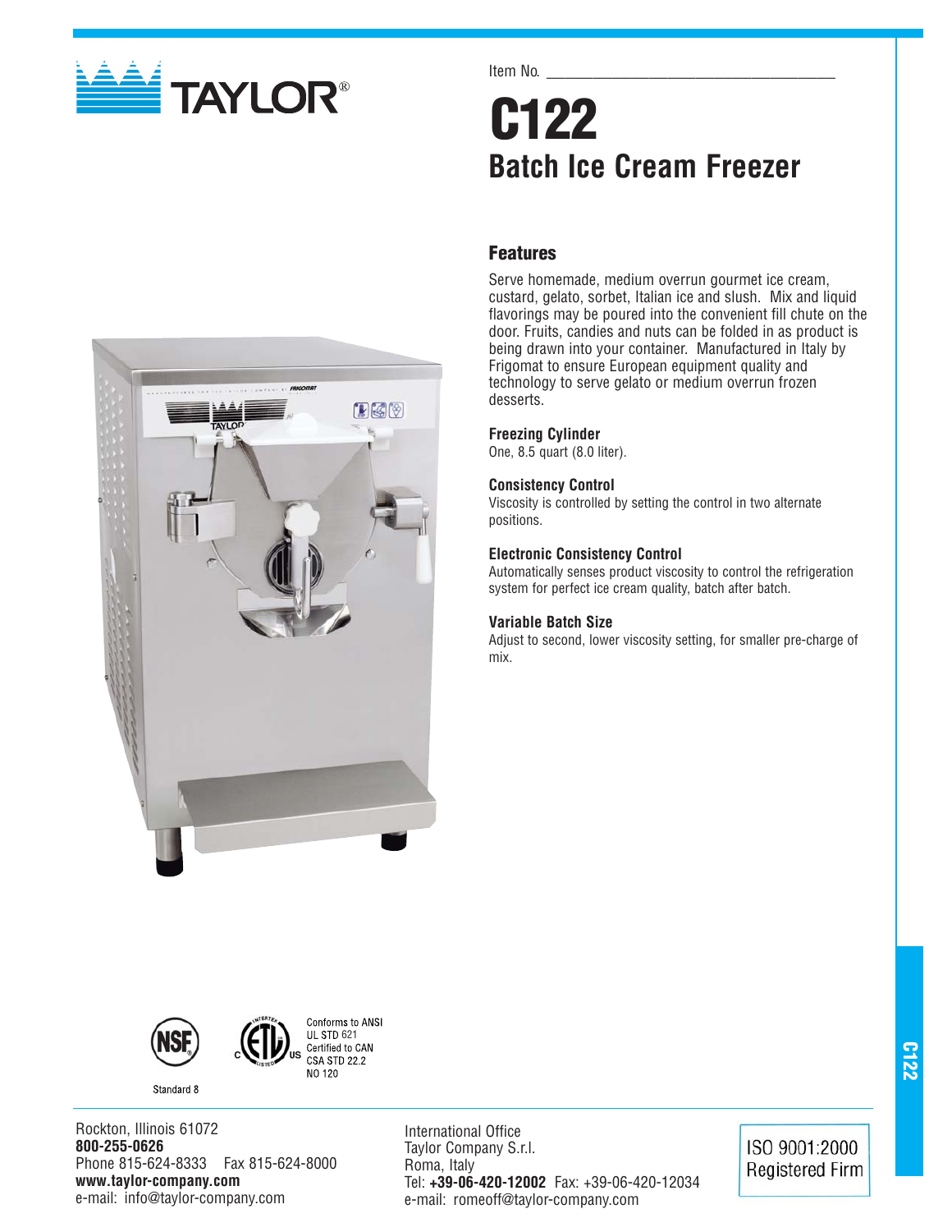TAYLOR®

Item No. ___________________________________

# C122

## Batch Ice Cream Freezer

### Features

Serve homemade, medium overrun gourmet ice cream, custard, gelato, sorbet, Italian ice and slush. Mix and liquid flavorings may be poured into the convenient fill chute on the door. Fruits, candies and nuts can be folded in as product is being drawn into your container. Manufactured in Italy by Frigomat to ensure European equipment quality and technology to serve gelato or medium overrun frozen desserts.

**Freezing Cylinder**
One, 8.5 quart (8.0 liter).

**Consistency Control**
Viscosity is controlled by setting the control in two alternate positions.

**Electronic Consistency Control**
Automatically senses product viscosity to control the refrigeration system for perfect ice cream quality, batch after batch.

**Variable Batch Size**
Adjust to second, lower viscosity setting, for smaller pre-charge of mix.

NSF Standard 8

Conforms to ANSI UL STD 621
Certified to CAN CSA STD 22.2 NO 120

Rockton, Illinois 61072
**800-255-0626**
Phone 815-624-8333 Fax 815-624-8000
**www.taylor-company.com**
e-mail: info@taylor-company.com

International Office
Taylor Company S.r.l.
Roma, Italy
Tel: **+39-06-420-12002** Fax: +39-06-420-12034
e-mail: romeoff@taylor-company.com

ISO 9001:2000 Registered Firm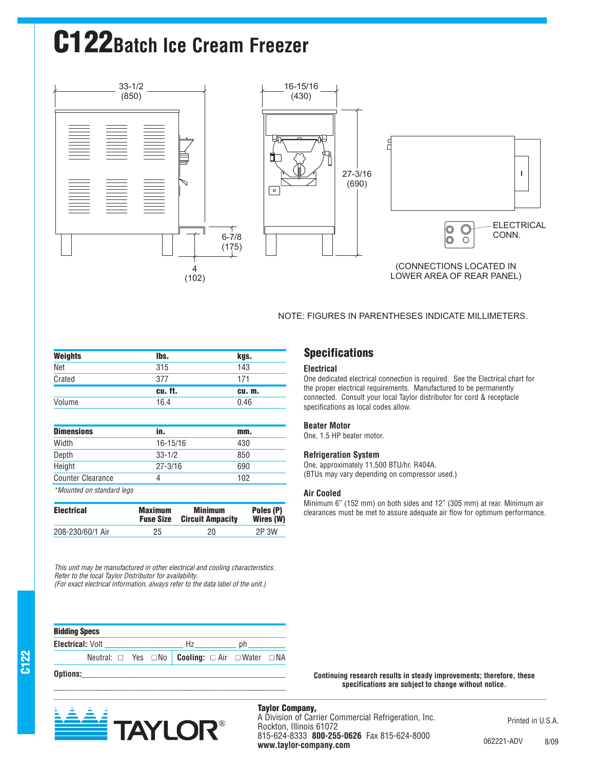# C122 Batch Ice Cream Freezer

33-1/2
(850)

16-15/16
(430)

27-3/16
(690)

6-7/8
(175)

4
(102)

ELECTRICAL CONN.

(CONNECTIONS LOCATED IN LOWER AREA OF REAR PANEL)

NOTE: FIGURES IN PARENTHESES INDICATE MILLIMETERS.

| Weights | lbs. | kgs. |
|---|---|---|
| Net | 315 | 143 |
| Crated | 377 | 171 |
| | cu. ft. | cu. m. |
| Volume | 16.4 | 0.46 |

| Dimensions | in. | mm. |
|---|---|---|
| Width | 16-15/16 | 430 |
| Depth | 33-1/2 | 850 |
| Height | 27-3/16 | 690 |
| Counter Clearance | 4 | 102 |

*\*Mounted on standard legs*

| Electrical | Maximum Fuse Size | Minimum Circuit Ampacity | Poles (P) Wires (W) |
|---|---|---|---|
| 208-230/60/1 Air | 25 | 20 | 2P 3W |

*This unit may be manufactured in other electrical and cooling characteristics. Refer to the local Taylor Distributor for availability.*
*(For exact electrical information, always refer to the data label of the unit.)*

## Specifications

### Electrical

One dedicated electrical connection is required. See the Electrical chart for the proper electrical requirements. Manufactured to be permanently connected. Consult your local Taylor distributor for cord & receptacle specifications as local codes allow.

### Beater Motor

One, 1.5 HP beater motor.

### Refrigeration System

One, approximately 11,500 BTU/hr. R404A.
(BTUs may vary depending on compressor used.)

### Air Cooled

Minimum 6" (152 mm) on both sides and 12" (305 mm) at rear. Minimum air clearances must be met to assure adequate air flow for optimum performance.

**Bidding Specs**

**Electrical:** Volt __________ Hz __________ ph __________

Neutral: ☐ Yes ☐ No | **Cooling:** ☐ Air ☐ Water ☐ NA

**Options:** ____________________________________________

**Continuing research results in steady improvements; therefore, these specifications are subject to change without notice.**

TAYLOR®

**Taylor Company,**
A Division of Carrier Commercial Refrigeration, Inc.
Rockton, Illinois 61072
815-624-8333 **800-255-0626** Fax 815-624-8000
**www.taylor-company.com**

Printed in U.S.A.

062221-ADV 8/09